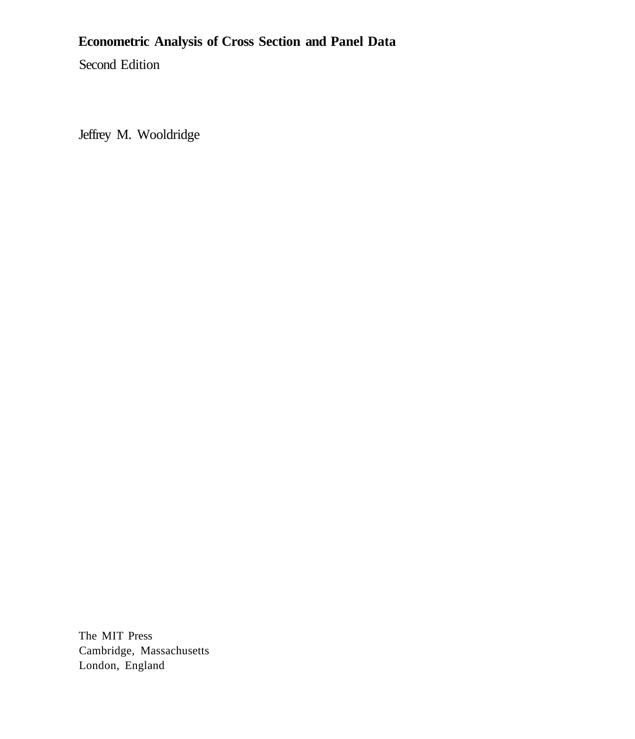# Econometric Analysis of Cross Section and Panel Data

Second Edition

Jeffrey M. Wooldridge

The MIT Press
Cambridge, Massachusetts
London, England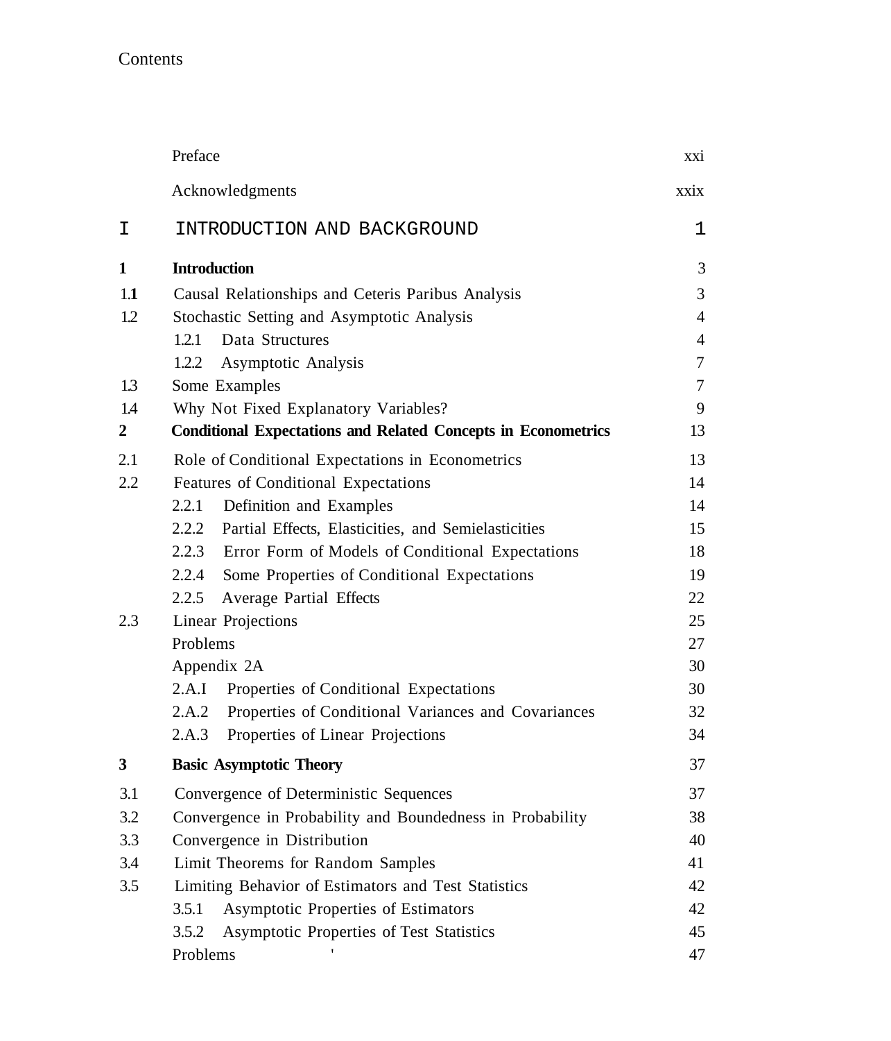# Contents

| | | |
|---|---|---|
| | Preface | xxi |
| | Acknowledgments | xxix |
| **I** | **INTRODUCTION AND BACKGROUND** | **1** |
| **1** | **Introduction** | **3** |
| 1.1 | Causal Relationships and Ceteris Paribus Analysis | 3 |
| 1.2 | Stochastic Setting and Asymptotic Analysis | 4 |
| | 1.2.1 Data Structures | 4 |
| | 1.2.2 Asymptotic Analysis | 7 |
| 1.3 | Some Examples | 7 |
| 1.4 | Why Not Fixed Explanatory Variables? | 9 |
| **2** | **Conditional Expectations and Related Concepts in Econometrics** | **13** |
| 2.1 | Role of Conditional Expectations in Econometrics | 13 |
| 2.2 | Features of Conditional Expectations | 14 |
| | 2.2.1 Definition and Examples | 14 |
| | 2.2.2 Partial Effects, Elasticities, and Semielasticities | 15 |
| | 2.2.3 Error Form of Models of Conditional Expectations | 18 |
| | 2.2.4 Some Properties of Conditional Expectations | 19 |
| | 2.2.5 Average Partial Effects | 22 |
| 2.3 | Linear Projections | 25 |
| | Problems | 27 |
| | Appendix 2A | 30 |
| | 2.A.I Properties of Conditional Expectations | 30 |
| | 2.A.2 Properties of Conditional Variances and Covariances | 32 |
| | 2.A.3 Properties of Linear Projections | 34 |
| **3** | **Basic Asymptotic Theory** | **37** |
| 3.1 | Convergence of Deterministic Sequences | 37 |
| 3.2 | Convergence in Probability and Boundedness in Probability | 38 |
| 3.3 | Convergence in Distribution | 40 |
| 3.4 | Limit Theorems for Random Samples | 41 |
| 3.5 | Limiting Behavior of Estimators and Test Statistics | 42 |
| | 3.5.1 Asymptotic Properties of Estimators | 42 |
| | 3.5.2 Asymptotic Properties of Test Statistics | 45 |
| | Problems | 47 |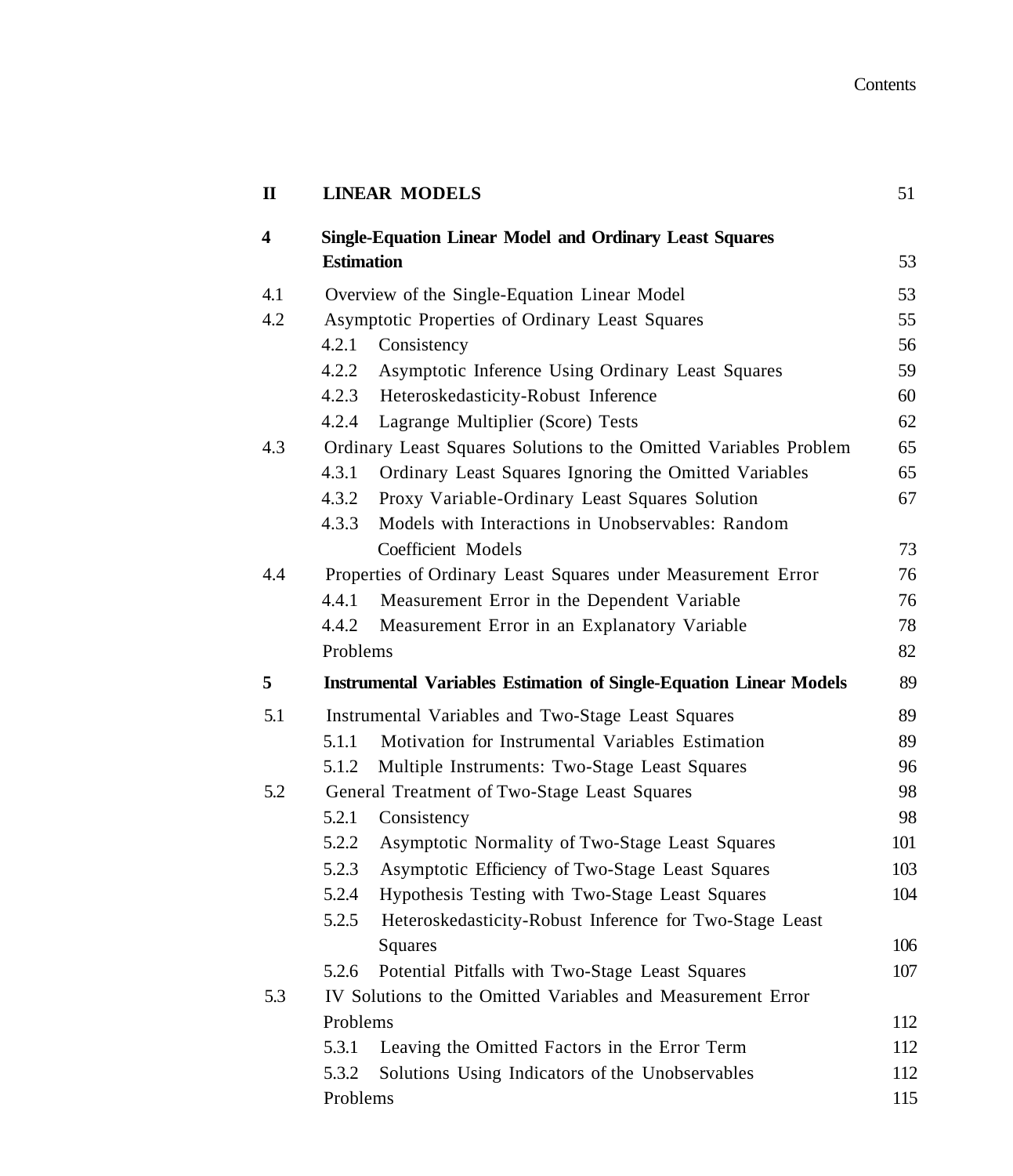| | | |
|---|---|---|
| **II** | **LINEAR MODELS** | 51 |
| **4** | **Single-Equation Linear Model and Ordinary Least Squares Estimation** | 53 |
| 4.1 | Overview of the Single-Equation Linear Model | 53 |
| 4.2 | Asymptotic Properties of Ordinary Least Squares | 55 |
| | 4.2.1 Consistency | 56 |
| | 4.2.2 Asymptotic Inference Using Ordinary Least Squares | 59 |
| | 4.2.3 Heteroskedasticity-Robust Inference | 60 |
| | 4.2.4 Lagrange Multiplier (Score) Tests | 62 |
| 4.3 | Ordinary Least Squares Solutions to the Omitted Variables Problem | 65 |
| | 4.3.1 Ordinary Least Squares Ignoring the Omitted Variables | 65 |
| | 4.3.2 Proxy Variable-Ordinary Least Squares Solution | 67 |
| | 4.3.3 Models with Interactions in Unobservables: Random Coefficient Models | 73 |
| 4.4 | Properties of Ordinary Least Squares under Measurement Error | 76 |
| | 4.4.1 Measurement Error in the Dependent Variable | 76 |
| | 4.4.2 Measurement Error in an Explanatory Variable | 78 |
| | Problems | 82 |
| **5** | **Instrumental Variables Estimation of Single-Equation Linear Models** | 89 |
| 5.1 | Instrumental Variables and Two-Stage Least Squares | 89 |
| | 5.1.1 Motivation for Instrumental Variables Estimation | 89 |
| | 5.1.2 Multiple Instruments: Two-Stage Least Squares | 96 |
| 5.2 | General Treatment of Two-Stage Least Squares | 98 |
| | 5.2.1 Consistency | 98 |
| | 5.2.2 Asymptotic Normality of Two-Stage Least Squares | 101 |
| | 5.2.3 Asymptotic Efficiency of Two-Stage Least Squares | 103 |
| | 5.2.4 Hypothesis Testing with Two-Stage Least Squares | 104 |
| | 5.2.5 Heteroskedasticity-Robust Inference for Two-Stage Least Squares | 106 |
| | 5.2.6 Potential Pitfalls with Two-Stage Least Squares | 107 |
| 5.3 | IV Solutions to the Omitted Variables and Measurement Error Problems | 112 |
| | 5.3.1 Leaving the Omitted Factors in the Error Term | 112 |
| | 5.3.2 Solutions Using Indicators of the Unobservables | 112 |
| | Problems | 115 |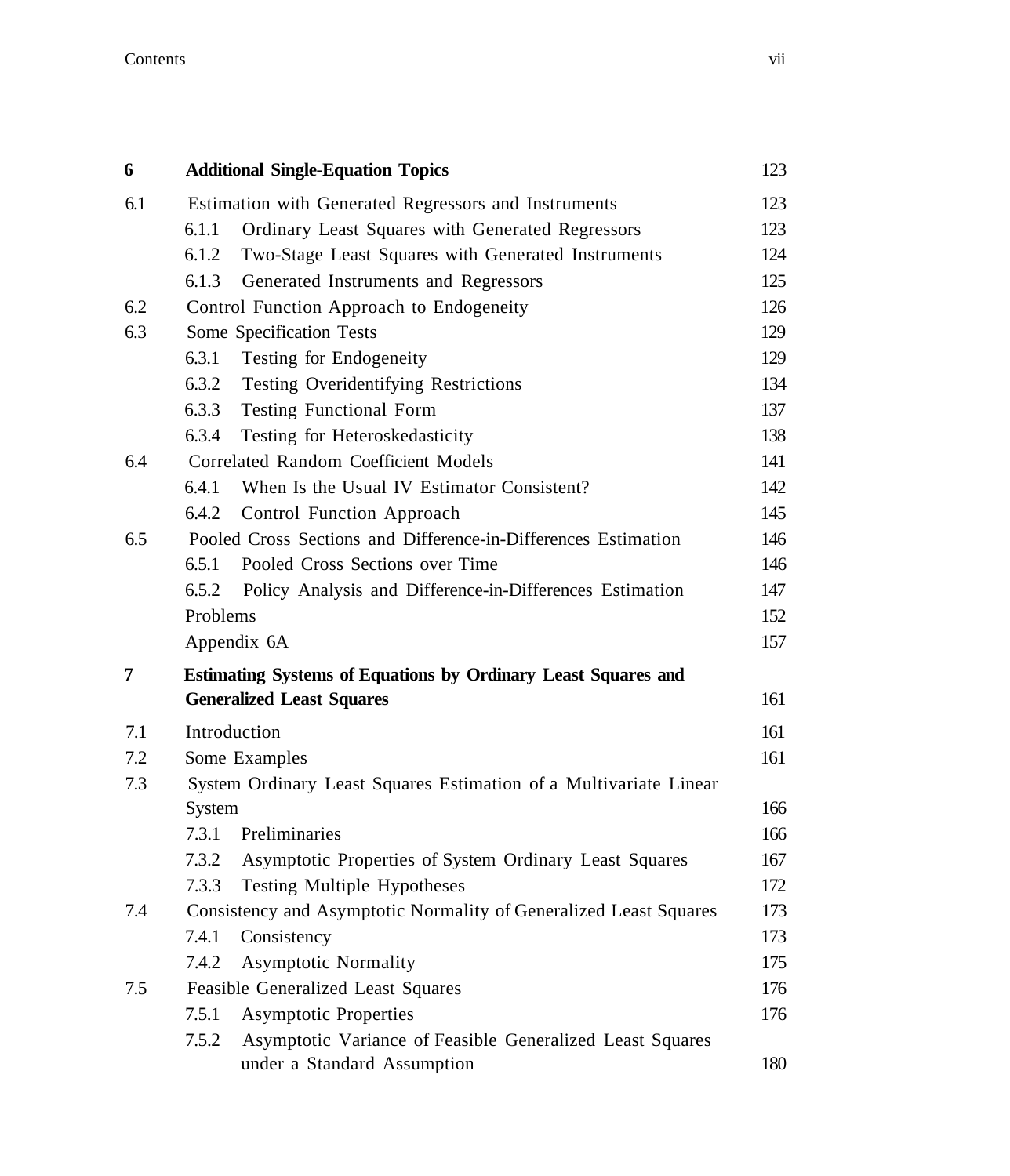| | | |
|---|---|---|
| **6** | **Additional Single-Equation Topics** | 123 |
| 6.1 | Estimation with Generated Regressors and Instruments | 123 |
| | 6.1.1 Ordinary Least Squares with Generated Regressors | 123 |
| | 6.1.2 Two-Stage Least Squares with Generated Instruments | 124 |
| | 6.1.3 Generated Instruments and Regressors | 125 |
| 6.2 | Control Function Approach to Endogeneity | 126 |
| 6.3 | Some Specification Tests | 129 |
| | 6.3.1 Testing for Endogeneity | 129 |
| | 6.3.2 Testing Overidentifying Restrictions | 134 |
| | 6.3.3 Testing Functional Form | 137 |
| | 6.3.4 Testing for Heteroskedasticity | 138 |
| 6.4 | Correlated Random Coefficient Models | 141 |
| | 6.4.1 When Is the Usual IV Estimator Consistent? | 142 |
| | 6.4.2 Control Function Approach | 145 |
| 6.5 | Pooled Cross Sections and Difference-in-Differences Estimation | 146 |
| | 6.5.1 Pooled Cross Sections over Time | 146 |
| | 6.5.2 Policy Analysis and Difference-in-Differences Estimation | 147 |
| | Problems | 152 |
| | Appendix 6A | 157 |
| **7** | **Estimating Systems of Equations by Ordinary Least Squares and Generalized Least Squares** | 161 |
| 7.1 | Introduction | 161 |
| 7.2 | Some Examples | 161 |
| 7.3 | System Ordinary Least Squares Estimation of a Multivariate Linear System | 166 |
| | 7.3.1 Preliminaries | 166 |
| | 7.3.2 Asymptotic Properties of System Ordinary Least Squares | 167 |
| | 7.3.3 Testing Multiple Hypotheses | 172 |
| 7.4 | Consistency and Asymptotic Normality of Generalized Least Squares | 173 |
| | 7.4.1 Consistency | 173 |
| | 7.4.2 Asymptotic Normality | 175 |
| 7.5 | Feasible Generalized Least Squares | 176 |
| | 7.5.1 Asymptotic Properties | 176 |
| | 7.5.2 Asymptotic Variance of Feasible Generalized Least Squares under a Standard Assumption | 180 |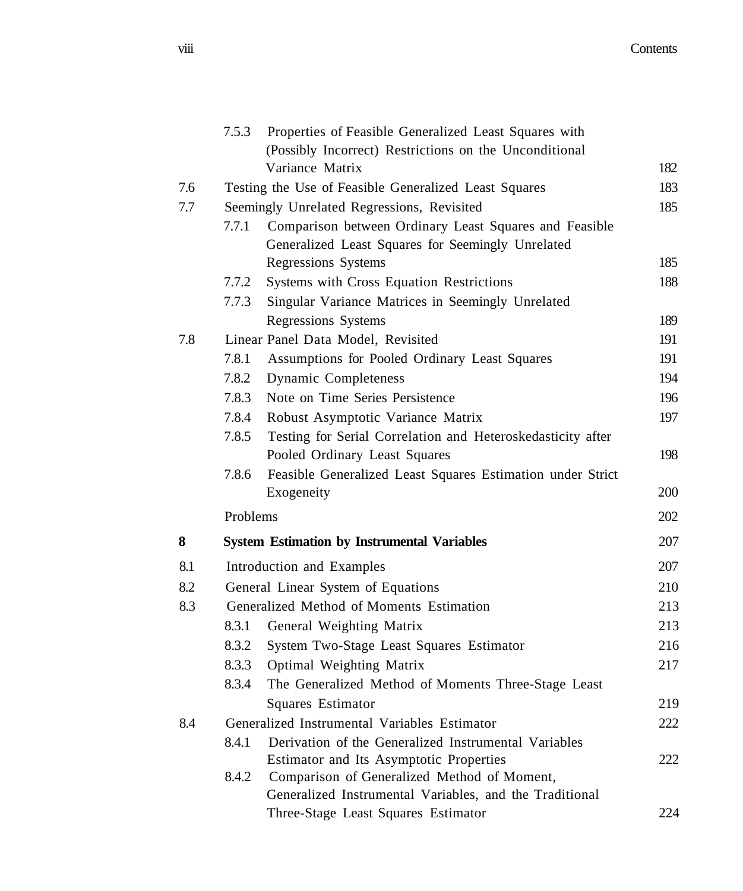| | | |
|---|---|---|
| | 7.5.3 Properties of Feasible Generalized Least Squares with (Possibly Incorrect) Restrictions on the Unconditional Variance Matrix | 182 |
| 7.6 | Testing the Use of Feasible Generalized Least Squares | 183 |
| 7.7 | Seemingly Unrelated Regressions, Revisited | 185 |
| | 7.7.1 Comparison between Ordinary Least Squares and Feasible Generalized Least Squares for Seemingly Unrelated Regressions Systems | 185 |
| | 7.7.2 Systems with Cross Equation Restrictions | 188 |
| | 7.7.3 Singular Variance Matrices in Seemingly Unrelated Regressions Systems | 189 |
| 7.8 | Linear Panel Data Model, Revisited | 191 |
| | 7.8.1 Assumptions for Pooled Ordinary Least Squares | 191 |
| | 7.8.2 Dynamic Completeness | 194 |
| | 7.8.3 Note on Time Series Persistence | 196 |
| | 7.8.4 Robust Asymptotic Variance Matrix | 197 |
| | 7.8.5 Testing for Serial Correlation and Heteroskedasticity after Pooled Ordinary Least Squares | 198 |
| | 7.8.6 Feasible Generalized Least Squares Estimation under Strict Exogeneity | 200 |
| | Problems | 202 |
| **8** | **System Estimation by Instrumental Variables** | **207** |
| 8.1 | Introduction and Examples | 207 |
| 8.2 | General Linear System of Equations | 210 |
| 8.3 | Generalized Method of Moments Estimation | 213 |
| | 8.3.1 General Weighting Matrix | 213 |
| | 8.3.2 System Two-Stage Least Squares Estimator | 216 |
| | 8.3.3 Optimal Weighting Matrix | 217 |
| | 8.3.4 The Generalized Method of Moments Three-Stage Least Squares Estimator | 219 |
| 8.4 | Generalized Instrumental Variables Estimator | 222 |
| | 8.4.1 Derivation of the Generalized Instrumental Variables Estimator and Its Asymptotic Properties | 222 |
| | 8.4.2 Comparison of Generalized Method of Moment, Generalized Instrumental Variables, and the Traditional Three-Stage Least Squares Estimator | 224 |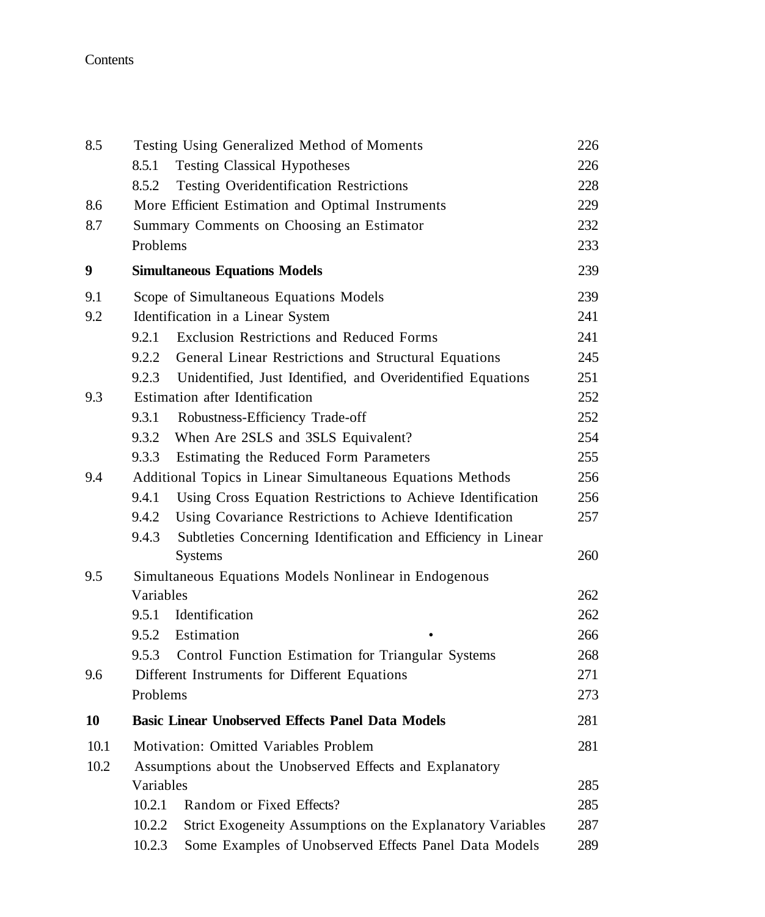| | | |
|---|---|---|
| 8.5 | Testing Using Generalized Method of Moments | 226 |
| | 8.5.1 Testing Classical Hypotheses | 226 |
| | 8.5.2 Testing Overidentification Restrictions | 228 |
| 8.6 | More Efficient Estimation and Optimal Instruments | 229 |
| 8.7 | Summary Comments on Choosing an Estimator | 232 |
| | Problems | 233 |
| **9** | **Simultaneous Equations Models** | **239** |
| 9.1 | Scope of Simultaneous Equations Models | 239 |
| 9.2 | Identification in a Linear System | 241 |
| | 9.2.1 Exclusion Restrictions and Reduced Forms | 241 |
| | 9.2.2 General Linear Restrictions and Structural Equations | 245 |
| | 9.2.3 Unidentified, Just Identified, and Overidentified Equations | 251 |
| 9.3 | Estimation after Identification | 252 |
| | 9.3.1 Robustness-Efficiency Trade-off | 252 |
| | 9.3.2 When Are 2SLS and 3SLS Equivalent? | 254 |
| | 9.3.3 Estimating the Reduced Form Parameters | 255 |
| 9.4 | Additional Topics in Linear Simultaneous Equations Methods | 256 |
| | 9.4.1 Using Cross Equation Restrictions to Achieve Identification | 256 |
| | 9.4.2 Using Covariance Restrictions to Achieve Identification | 257 |
| | 9.4.3 Subtleties Concerning Identification and Efficiency in Linear Systems | 260 |
| 9.5 | Simultaneous Equations Models Nonlinear in Endogenous Variables | 262 |
| | 9.5.1 Identification | 262 |
| | 9.5.2 Estimation | 266 |
| | 9.5.3 Control Function Estimation for Triangular Systems | 268 |
| 9.6 | Different Instruments for Different Equations | 271 |
| | Problems | 273 |
| **10** | **Basic Linear Unobserved Effects Panel Data Models** | **281** |
| 10.1 | Motivation: Omitted Variables Problem | 281 |
| 10.2 | Assumptions about the Unobserved Effects and Explanatory Variables | 285 |
| | 10.2.1 Random or Fixed Effects? | 285 |
| | 10.2.2 Strict Exogeneity Assumptions on the Explanatory Variables | 287 |
| | 10.2.3 Some Examples of Unobserved Effects Panel Data Models | 289 |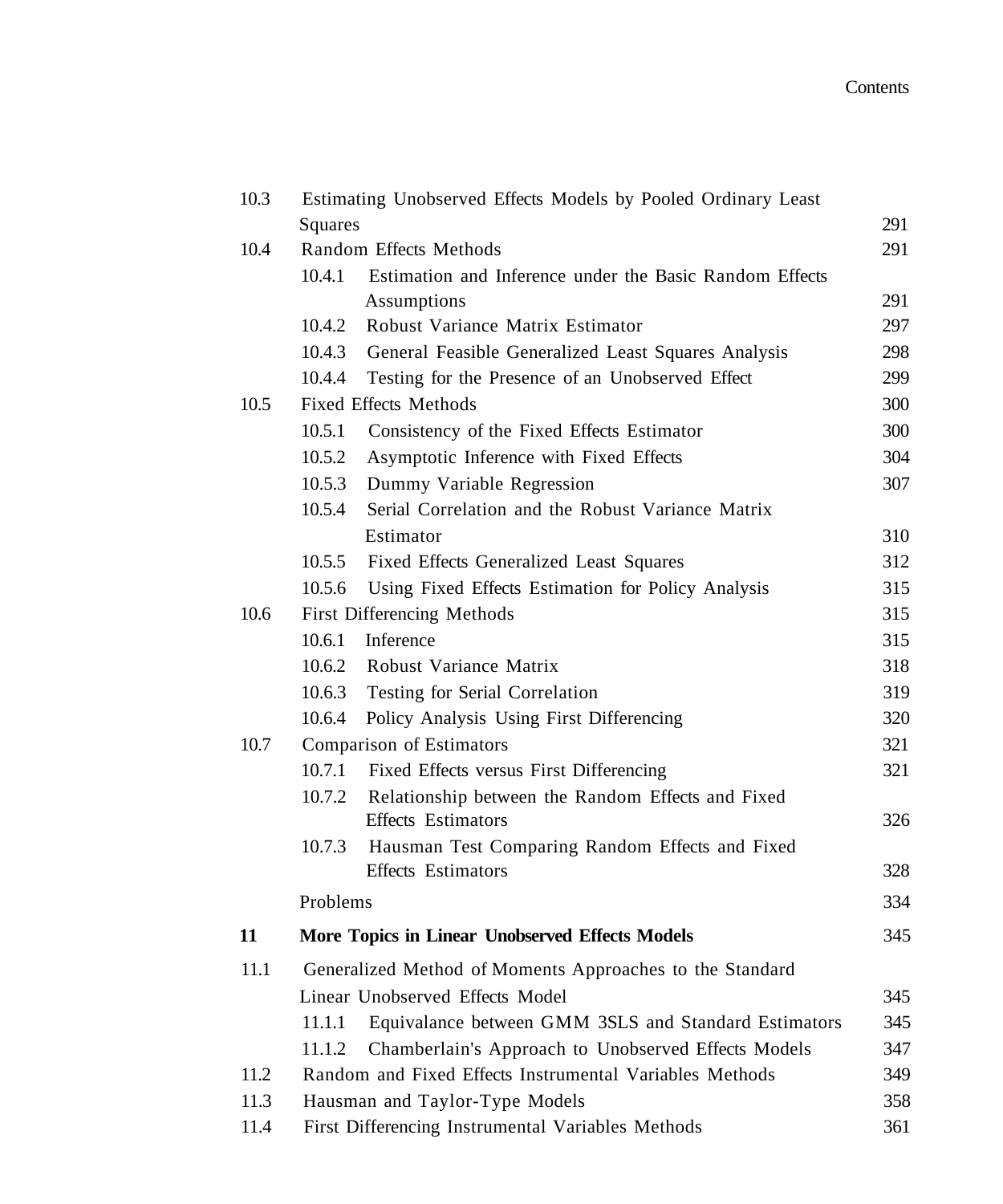| | | |
|---|---|---|
| 10.3 | Estimating Unobserved Effects Models by Pooled Ordinary Least Squares | 291 |
| 10.4 | Random Effects Methods | 291 |
| | 10.4.1 Estimation and Inference under the Basic Random Effects Assumptions | 291 |
| | 10.4.2 Robust Variance Matrix Estimator | 297 |
| | 10.4.3 General Feasible Generalized Least Squares Analysis | 298 |
| | 10.4.4 Testing for the Presence of an Unobserved Effect | 299 |
| 10.5 | Fixed Effects Methods | 300 |
| | 10.5.1 Consistency of the Fixed Effects Estimator | 300 |
| | 10.5.2 Asymptotic Inference with Fixed Effects | 304 |
| | 10.5.3 Dummy Variable Regression | 307 |
| | 10.5.4 Serial Correlation and the Robust Variance Matrix Estimator | 310 |
| | 10.5.5 Fixed Effects Generalized Least Squares | 312 |
| | 10.5.6 Using Fixed Effects Estimation for Policy Analysis | 315 |
| 10.6 | First Differencing Methods | 315 |
| | 10.6.1 Inference | 315 |
| | 10.6.2 Robust Variance Matrix | 318 |
| | 10.6.3 Testing for Serial Correlation | 319 |
| | 10.6.4 Policy Analysis Using First Differencing | 320 |
| 10.7 | Comparison of Estimators | 321 |
| | 10.7.1 Fixed Effects versus First Differencing | 321 |
| | 10.7.2 Relationship between the Random Effects and Fixed Effects Estimators | 326 |
| | 10.7.3 Hausman Test Comparing Random Effects and Fixed Effects Estimators | 328 |
| | Problems | 334 |
| **11** | **More Topics in Linear Unobserved Effects Models** | 345 |
| 11.1 | Generalized Method of Moments Approaches to the Standard Linear Unobserved Effects Model | 345 |
| | 11.1.1 Equivalance between GMM 3SLS and Standard Estimators | 345 |
| | 11.1.2 Chamberlain's Approach to Unobserved Effects Models | 347 |
| 11.2 | Random and Fixed Effects Instrumental Variables Methods | 349 |
| 11.3 | Hausman and Taylor-Type Models | 358 |
| 11.4 | First Differencing Instrumental Variables Methods | 361 |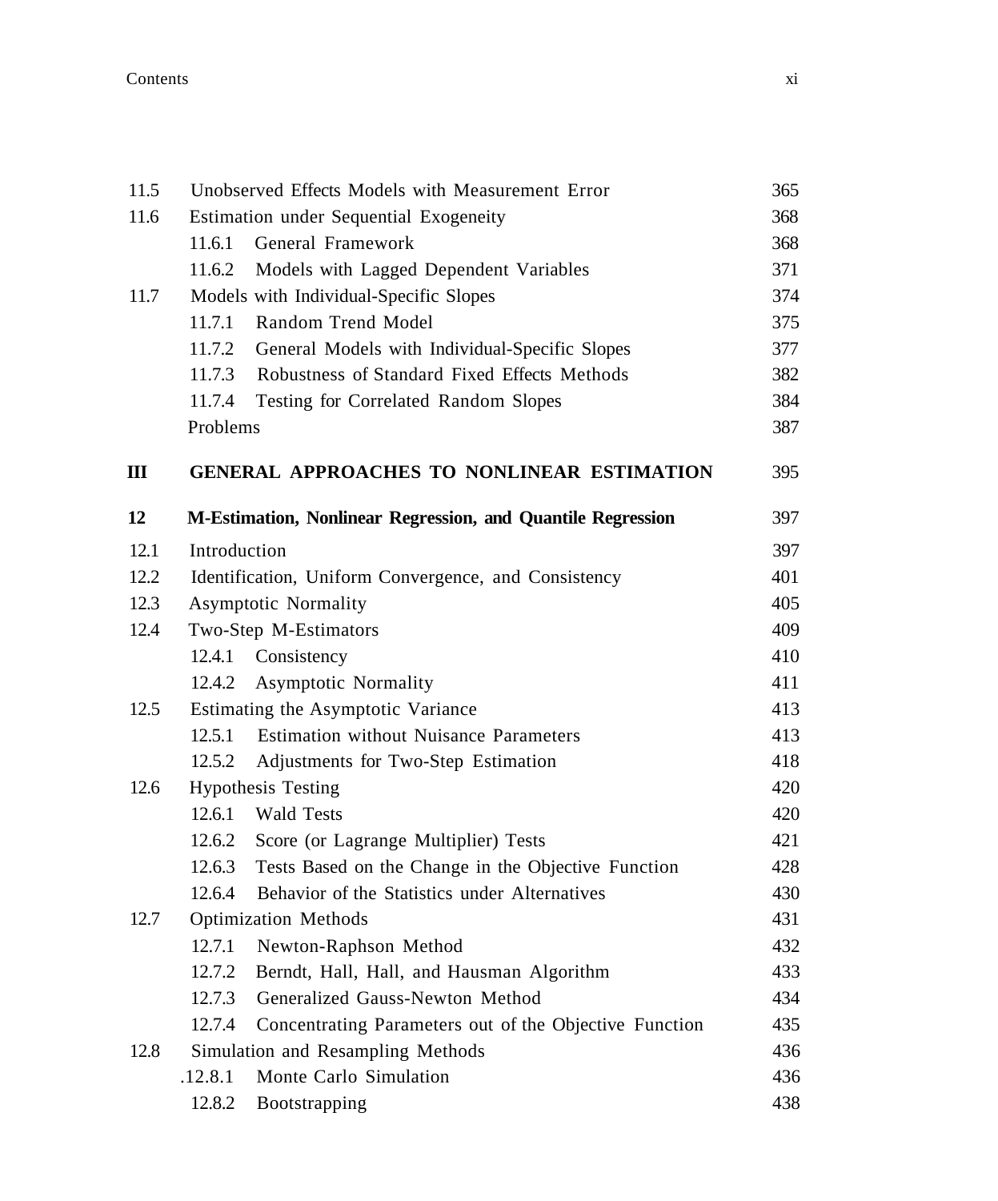| | | |
|---|---|---|
| 11.5 | Unobserved Effects Models with Measurement Error | 365 |
| 11.6 | Estimation under Sequential Exogeneity | 368 |
| | 11.6.1 General Framework | 368 |
| | 11.6.2 Models with Lagged Dependent Variables | 371 |
| 11.7 | Models with Individual-Specific Slopes | 374 |
| | 11.7.1 Random Trend Model | 375 |
| | 11.7.2 General Models with Individual-Specific Slopes | 377 |
| | 11.7.3 Robustness of Standard Fixed Effects Methods | 382 |
| | 11.7.4 Testing for Correlated Random Slopes | 384 |
| | Problems | 387 |
| **III** | **GENERAL APPROACHES TO NONLINEAR ESTIMATION** | 395 |
| **12** | **M-Estimation, Nonlinear Regression, and Quantile Regression** | 397 |
| 12.1 | Introduction | 397 |
| 12.2 | Identification, Uniform Convergence, and Consistency | 401 |
| 12.3 | Asymptotic Normality | 405 |
| 12.4 | Two-Step M-Estimators | 409 |
| | 12.4.1 Consistency | 410 |
| | 12.4.2 Asymptotic Normality | 411 |
| 12.5 | Estimating the Asymptotic Variance | 413 |
| | 12.5.1 Estimation without Nuisance Parameters | 413 |
| | 12.5.2 Adjustments for Two-Step Estimation | 418 |
| 12.6 | Hypothesis Testing | 420 |
| | 12.6.1 Wald Tests | 420 |
| | 12.6.2 Score (or Lagrange Multiplier) Tests | 421 |
| | 12.6.3 Tests Based on the Change in the Objective Function | 428 |
| | 12.6.4 Behavior of the Statistics under Alternatives | 430 |
| 12.7 | Optimization Methods | 431 |
| | 12.7.1 Newton-Raphson Method | 432 |
| | 12.7.2 Berndt, Hall, Hall, and Hausman Algorithm | 433 |
| | 12.7.3 Generalized Gauss-Newton Method | 434 |
| | 12.7.4 Concentrating Parameters out of the Objective Function | 435 |
| 12.8 | Simulation and Resampling Methods | 436 |
| | .12.8.1 Monte Carlo Simulation | 436 |
| | 12.8.2 Bootstrapping | 438 |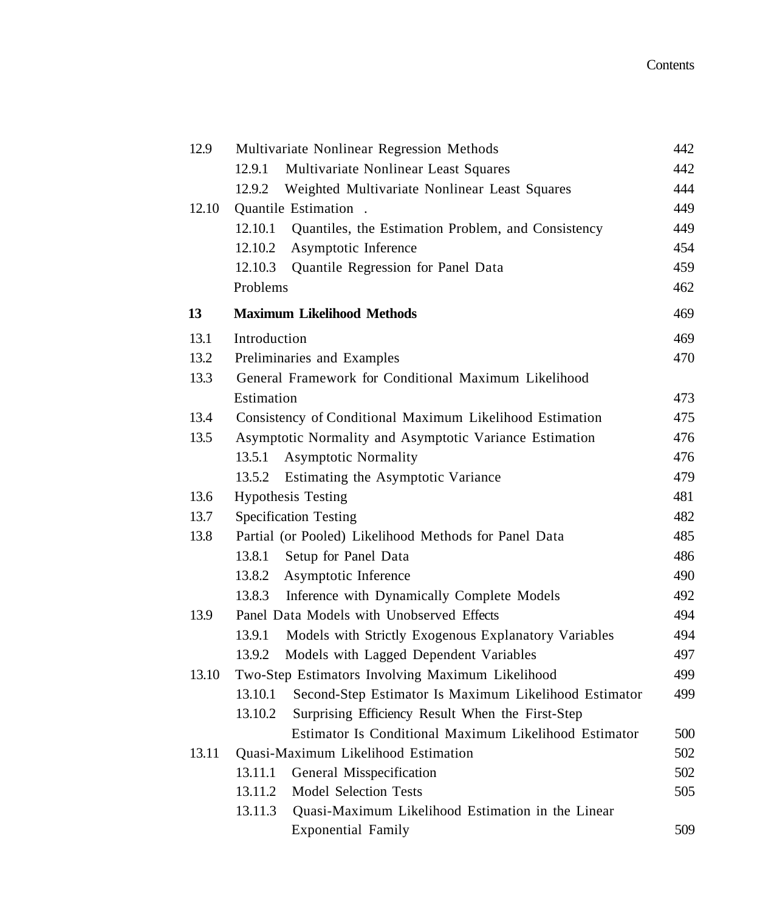| | | |
|---|---|---|
| 12.9 | Multivariate Nonlinear Regression Methods | 442 |
| | 12.9.1 Multivariate Nonlinear Least Squares | 442 |
| | 12.9.2 Weighted Multivariate Nonlinear Least Squares | 444 |
| 12.10 | Quantile Estimation . | 449 |
| | 12.10.1 Quantiles, the Estimation Problem, and Consistency | 449 |
| | 12.10.2 Asymptotic Inference | 454 |
| | 12.10.3 Quantile Regression for Panel Data | 459 |
| | Problems | 462 |
| **13** | **Maximum Likelihood Methods** | 469 |
| 13.1 | Introduction | 469 |
| 13.2 | Preliminaries and Examples | 470 |
| 13.3 | General Framework for Conditional Maximum Likelihood Estimation | 473 |
| 13.4 | Consistency of Conditional Maximum Likelihood Estimation | 475 |
| 13.5 | Asymptotic Normality and Asymptotic Variance Estimation | 476 |
| | 13.5.1 Asymptotic Normality | 476 |
| | 13.5.2 Estimating the Asymptotic Variance | 479 |
| 13.6 | Hypothesis Testing | 481 |
| 13.7 | Specification Testing | 482 |
| 13.8 | Partial (or Pooled) Likelihood Methods for Panel Data | 485 |
| | 13.8.1 Setup for Panel Data | 486 |
| | 13.8.2 Asymptotic Inference | 490 |
| | 13.8.3 Inference with Dynamically Complete Models | 492 |
| 13.9 | Panel Data Models with Unobserved Effects | 494 |
| | 13.9.1 Models with Strictly Exogenous Explanatory Variables | 494 |
| | 13.9.2 Models with Lagged Dependent Variables | 497 |
| 13.10 | Two-Step Estimators Involving Maximum Likelihood | 499 |
| | 13.10.1 Second-Step Estimator Is Maximum Likelihood Estimator | 499 |
| | 13.10.2 Surprising Efficiency Result When the First-Step Estimator Is Conditional Maximum Likelihood Estimator | 500 |
| 13.11 | Quasi-Maximum Likelihood Estimation | 502 |
| | 13.11.1 General Misspecification | 502 |
| | 13.11.2 Model Selection Tests | 505 |
| | 13.11.3 Quasi-Maximum Likelihood Estimation in the Linear Exponential Family | 509 |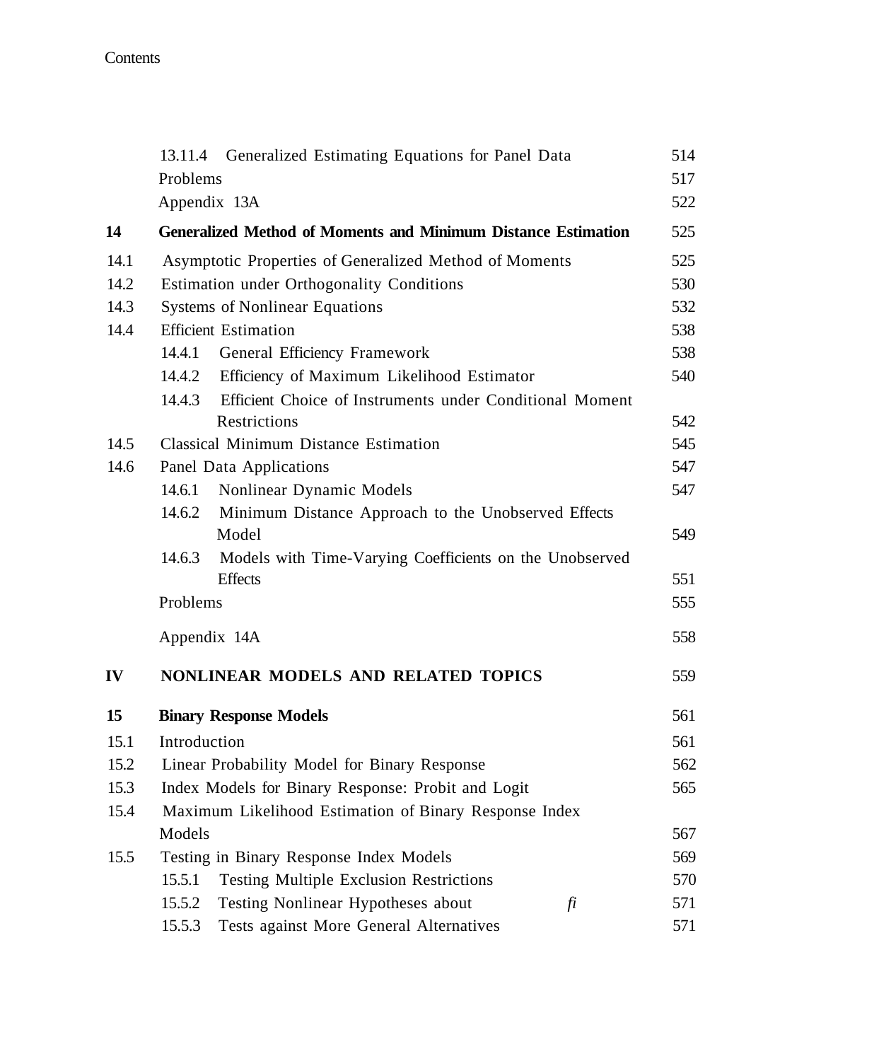| | | |
|---|---|---|
| | 13.11.4 Generalized Estimating Equations for Panel Data | 514 |
| | Problems | 517 |
| | Appendix 13A | 522 |
| **14** | **Generalized Method of Moments and Minimum Distance Estimation** | 525 |
| 14.1 | Asymptotic Properties of Generalized Method of Moments | 525 |
| 14.2 | Estimation under Orthogonality Conditions | 530 |
| 14.3 | Systems of Nonlinear Equations | 532 |
| 14.4 | Efficient Estimation | 538 |
| | 14.4.1 General Efficiency Framework | 538 |
| | 14.4.2 Efficiency of Maximum Likelihood Estimator | 540 |
| | 14.4.3 Efficient Choice of Instruments under Conditional Moment Restrictions | 542 |
| 14.5 | Classical Minimum Distance Estimation | 545 |
| 14.6 | Panel Data Applications | 547 |
| | 14.6.1 Nonlinear Dynamic Models | 547 |
| | 14.6.2 Minimum Distance Approach to the Unobserved Effects Model | 549 |
| | 14.6.3 Models with Time-Varying Coefficients on the Unobserved Effects | 551 |
| | Problems | 555 |
| | Appendix 14A | 558 |
| **IV** | **NONLINEAR MODELS AND RELATED TOPICS** | 559 |
| **15** | **Binary Response Models** | 561 |
| 15.1 | Introduction | 561 |
| 15.2 | Linear Probability Model for Binary Response | 562 |
| 15.3 | Index Models for Binary Response: Probit and Logit | 565 |
| 15.4 | Maximum Likelihood Estimation of Binary Response Index Models | 567 |
| 15.5 | Testing in Binary Response Index Models | 569 |
| | 15.5.1 Testing Multiple Exclusion Restrictions | 570 |
| | 15.5.2 Testing Nonlinear Hypotheses about *fi* | 571 |
| | 15.5.3 Tests against More General Alternatives | 571 |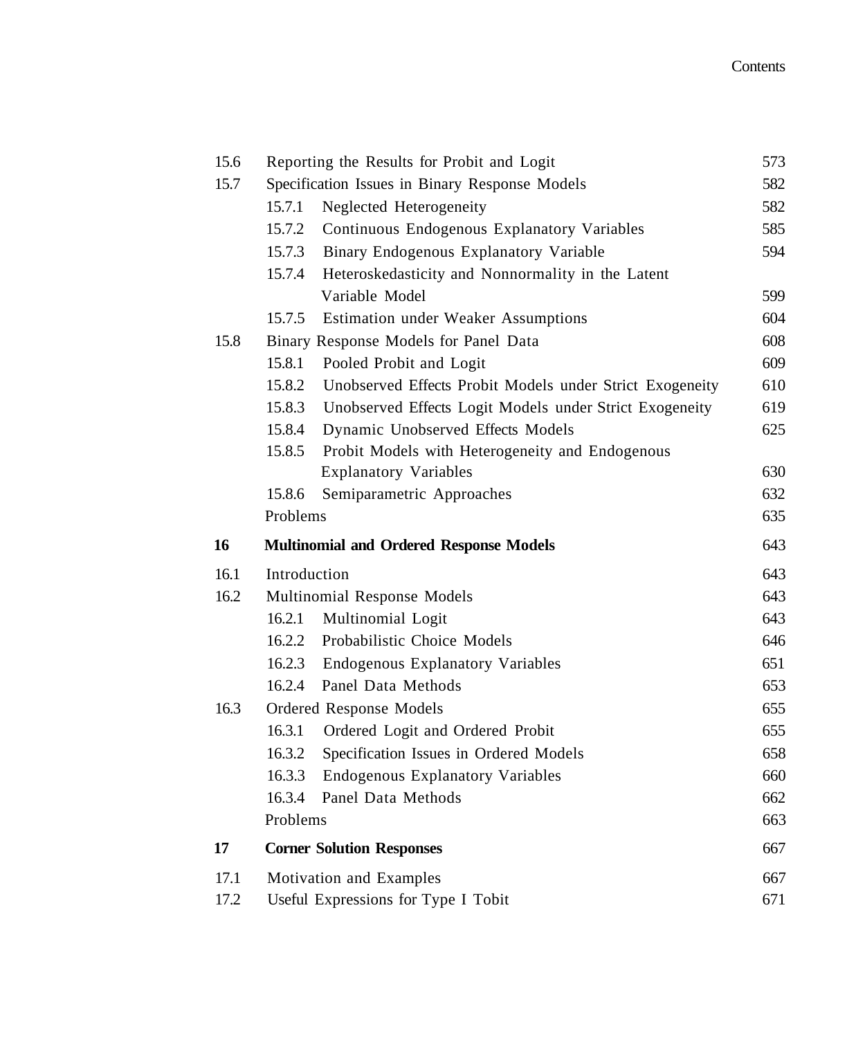| | | |
|---|---|---|
| 15.6 | Reporting the Results for Probit and Logit | 573 |
| 15.7 | Specification Issues in Binary Response Models | 582 |
| | 15.7.1 Neglected Heterogeneity | 582 |
| | 15.7.2 Continuous Endogenous Explanatory Variables | 585 |
| | 15.7.3 Binary Endogenous Explanatory Variable | 594 |
| | 15.7.4 Heteroskedasticity and Nonnormality in the Latent Variable Model | 599 |
| | 15.7.5 Estimation under Weaker Assumptions | 604 |
| 15.8 | Binary Response Models for Panel Data | 608 |
| | 15.8.1 Pooled Probit and Logit | 609 |
| | 15.8.2 Unobserved Effects Probit Models under Strict Exogeneity | 610 |
| | 15.8.3 Unobserved Effects Logit Models under Strict Exogeneity | 619 |
| | 15.8.4 Dynamic Unobserved Effects Models | 625 |
| | 15.8.5 Probit Models with Heterogeneity and Endogenous Explanatory Variables | 630 |
| | 15.8.6 Semiparametric Approaches | 632 |
| | Problems | 635 |
| **16** | **Multinomial and Ordered Response Models** | 643 |
| 16.1 | Introduction | 643 |
| 16.2 | Multinomial Response Models | 643 |
| | 16.2.1 Multinomial Logit | 643 |
| | 16.2.2 Probabilistic Choice Models | 646 |
| | 16.2.3 Endogenous Explanatory Variables | 651 |
| | 16.2.4 Panel Data Methods | 653 |
| 16.3 | Ordered Response Models | 655 |
| | 16.3.1 Ordered Logit and Ordered Probit | 655 |
| | 16.3.2 Specification Issues in Ordered Models | 658 |
| | 16.3.3 Endogenous Explanatory Variables | 660 |
| | 16.3.4 Panel Data Methods | 662 |
| | Problems | 663 |
| **17** | **Corner Solution Responses** | 667 |
| 17.1 | Motivation and Examples | 667 |
| 17.2 | Useful Expressions for Type I Tobit | 671 |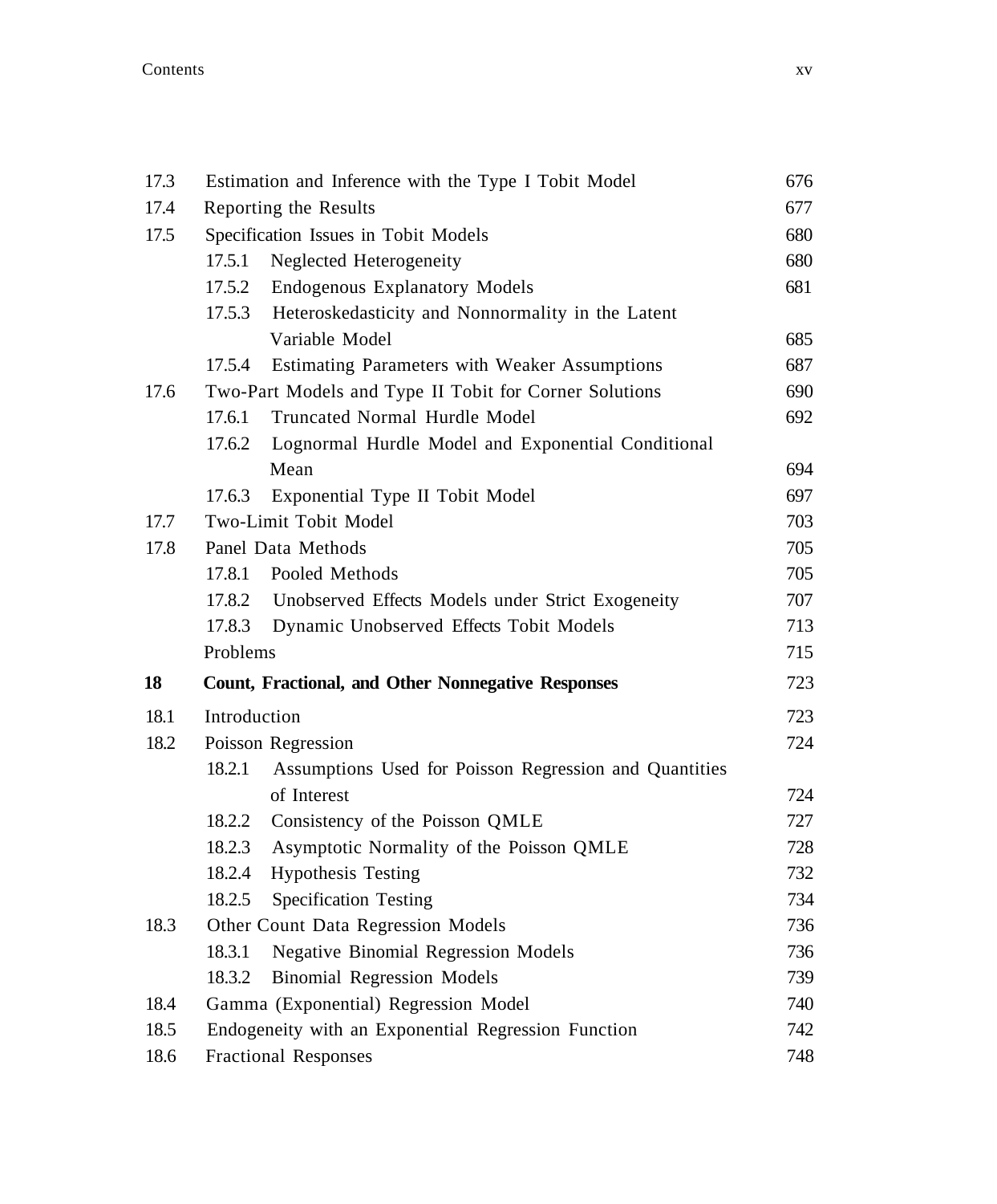| | | |
|---|---|---|
| 17.3 | Estimation and Inference with the Type I Tobit Model | 676 |
| 17.4 | Reporting the Results | 677 |
| 17.5 | Specification Issues in Tobit Models | 680 |
| | 17.5.1 Neglected Heterogeneity | 680 |
| | 17.5.2 Endogenous Explanatory Models | 681 |
| | 17.5.3 Heteroskedasticity and Nonnormality in the Latent Variable Model | 685 |
| | 17.5.4 Estimating Parameters with Weaker Assumptions | 687 |
| 17.6 | Two-Part Models and Type II Tobit for Corner Solutions | 690 |
| | 17.6.1 Truncated Normal Hurdle Model | 692 |
| | 17.6.2 Lognormal Hurdle Model and Exponential Conditional Mean | 694 |
| | 17.6.3 Exponential Type II Tobit Model | 697 |
| 17.7 | Two-Limit Tobit Model | 703 |
| 17.8 | Panel Data Methods | 705 |
| | 17.8.1 Pooled Methods | 705 |
| | 17.8.2 Unobserved Effects Models under Strict Exogeneity | 707 |
| | 17.8.3 Dynamic Unobserved Effects Tobit Models | 713 |
| | Problems | 715 |
| **18** | **Count, Fractional, and Other Nonnegative Responses** | **723** |
| 18.1 | Introduction | 723 |
| 18.2 | Poisson Regression | 724 |
| | 18.2.1 Assumptions Used for Poisson Regression and Quantities of Interest | 724 |
| | 18.2.2 Consistency of the Poisson QMLE | 727 |
| | 18.2.3 Asymptotic Normality of the Poisson QMLE | 728 |
| | 18.2.4 Hypothesis Testing | 732 |
| | 18.2.5 Specification Testing | 734 |
| 18.3 | Other Count Data Regression Models | 736 |
| | 18.3.1 Negative Binomial Regression Models | 736 |
| | 18.3.2 Binomial Regression Models | 739 |
| 18.4 | Gamma (Exponential) Regression Model | 740 |
| 18.5 | Endogeneity with an Exponential Regression Function | 742 |
| 18.6 | Fractional Responses | 748 |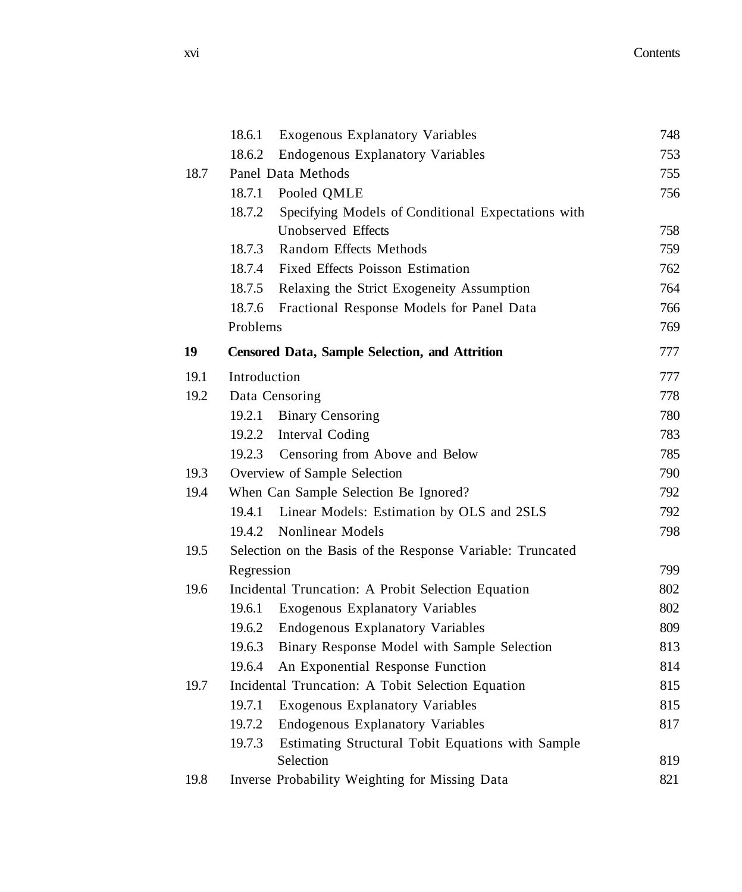| | | |
|---|---|---|
| | 18.6.1 Exogenous Explanatory Variables | 748 |
| | 18.6.2 Endogenous Explanatory Variables | 753 |
| 18.7 | Panel Data Methods | 755 |
| | 18.7.1 Pooled QMLE | 756 |
| | 18.7.2 Specifying Models of Conditional Expectations with Unobserved Effects | 758 |
| | 18.7.3 Random Effects Methods | 759 |
| | 18.7.4 Fixed Effects Poisson Estimation | 762 |
| | 18.7.5 Relaxing the Strict Exogeneity Assumption | 764 |
| | 18.7.6 Fractional Response Models for Panel Data | 766 |
| | Problems | 769 |
| **19** | **Censored Data, Sample Selection, and Attrition** | 777 |
| 19.1 | Introduction | 777 |
| 19.2 | Data Censoring | 778 |
| | 19.2.1 Binary Censoring | 780 |
| | 19.2.2 Interval Coding | 783 |
| | 19.2.3 Censoring from Above and Below | 785 |
| 19.3 | Overview of Sample Selection | 790 |
| 19.4 | When Can Sample Selection Be Ignored? | 792 |
| | 19.4.1 Linear Models: Estimation by OLS and 2SLS | 792 |
| | 19.4.2 Nonlinear Models | 798 |
| 19.5 | Selection on the Basis of the Response Variable: Truncated Regression | 799 |
| 19.6 | Incidental Truncation: A Probit Selection Equation | 802 |
| | 19.6.1 Exogenous Explanatory Variables | 802 |
| | 19.6.2 Endogenous Explanatory Variables | 809 |
| | 19.6.3 Binary Response Model with Sample Selection | 813 |
| | 19.6.4 An Exponential Response Function | 814 |
| 19.7 | Incidental Truncation: A Tobit Selection Equation | 815 |
| | 19.7.1 Exogenous Explanatory Variables | 815 |
| | 19.7.2 Endogenous Explanatory Variables | 817 |
| | 19.7.3 Estimating Structural Tobit Equations with Sample Selection | 819 |
| 19.8 | Inverse Probability Weighting for Missing Data | 821 |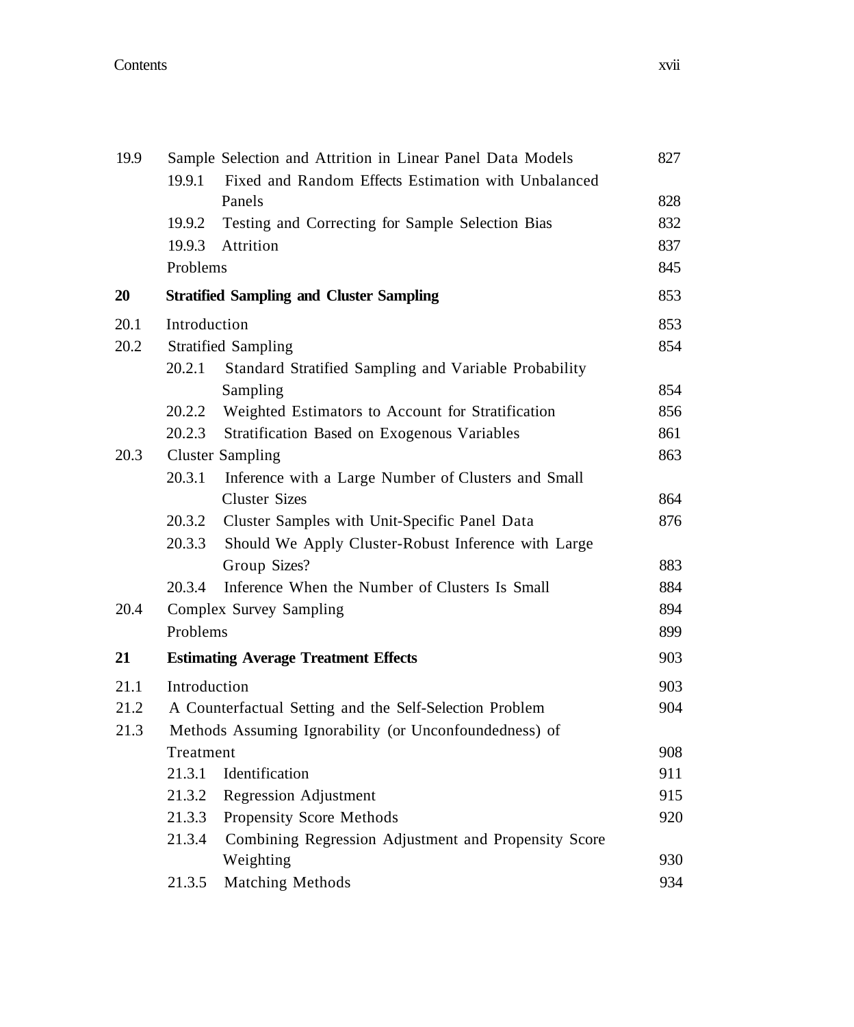| | | |
|---|---|---|
| 19.9 | Sample Selection and Attrition in Linear Panel Data Models | 827 |
| | 19.9.1 Fixed and Random Effects Estimation with Unbalanced Panels | 828 |
| | 19.9.2 Testing and Correcting for Sample Selection Bias | 832 |
| | 19.9.3 Attrition | 837 |
| | Problems | 845 |
| **20** | **Stratified Sampling and Cluster Sampling** | 853 |
| 20.1 | Introduction | 853 |
| 20.2 | Stratified Sampling | 854 |
| | 20.2.1 Standard Stratified Sampling and Variable Probability Sampling | 854 |
| | 20.2.2 Weighted Estimators to Account for Stratification | 856 |
| | 20.2.3 Stratification Based on Exogenous Variables | 861 |
| 20.3 | Cluster Sampling | 863 |
| | 20.3.1 Inference with a Large Number of Clusters and Small Cluster Sizes | 864 |
| | 20.3.2 Cluster Samples with Unit-Specific Panel Data | 876 |
| | 20.3.3 Should We Apply Cluster-Robust Inference with Large Group Sizes? | 883 |
| | 20.3.4 Inference When the Number of Clusters Is Small | 884 |
| 20.4 | Complex Survey Sampling | 894 |
| | Problems | 899 |
| **21** | **Estimating Average Treatment Effects** | 903 |
| 21.1 | Introduction | 903 |
| 21.2 | A Counterfactual Setting and the Self-Selection Problem | 904 |
| 21.3 | Methods Assuming Ignorability (or Unconfoundedness) of Treatment | 908 |
| | 21.3.1 Identification | 911 |
| | 21.3.2 Regression Adjustment | 915 |
| | 21.3.3 Propensity Score Methods | 920 |
| | 21.3.4 Combining Regression Adjustment and Propensity Score Weighting | 930 |
| | 21.3.5 Matching Methods | 934 |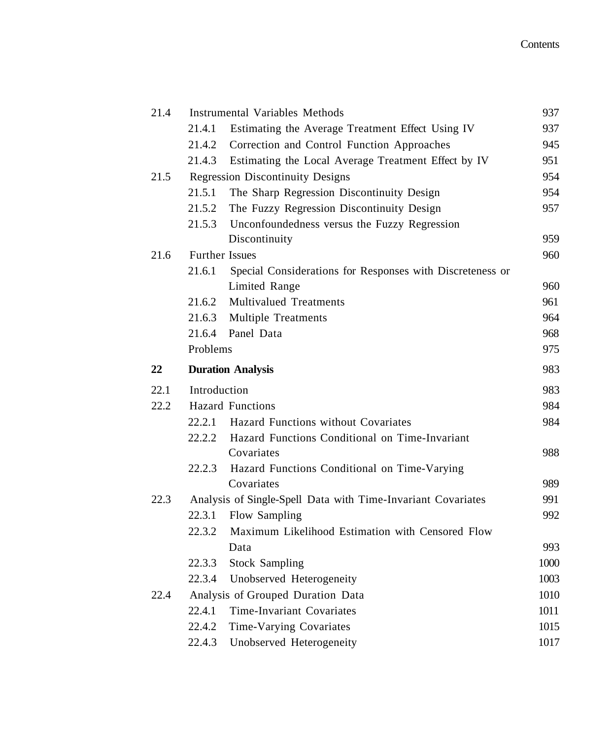| | | |
|---|---|---|
| 21.4 | Instrumental Variables Methods | 937 |
| | 21.4.1 Estimating the Average Treatment Effect Using IV | 937 |
| | 21.4.2 Correction and Control Function Approaches | 945 |
| | 21.4.3 Estimating the Local Average Treatment Effect by IV | 951 |
| 21.5 | Regression Discontinuity Designs | 954 |
| | 21.5.1 The Sharp Regression Discontinuity Design | 954 |
| | 21.5.2 The Fuzzy Regression Discontinuity Design | 957 |
| | 21.5.3 Unconfoundedness versus the Fuzzy Regression Discontinuity | 959 |
| 21.6 | Further Issues | 960 |
| | 21.6.1 Special Considerations for Responses with Discreteness or Limited Range | 960 |
| | 21.6.2 Multivalued Treatments | 961 |
| | 21.6.3 Multiple Treatments | 964 |
| | 21.6.4 Panel Data | 968 |
| | Problems | 975 |
| **22** | **Duration Analysis** | 983 |
| 22.1 | Introduction | 983 |
| 22.2 | Hazard Functions | 984 |
| | 22.2.1 Hazard Functions without Covariates | 984 |
| | 22.2.2 Hazard Functions Conditional on Time-Invariant Covariates | 988 |
| | 22.2.3 Hazard Functions Conditional on Time-Varying Covariates | 989 |
| 22.3 | Analysis of Single-Spell Data with Time-Invariant Covariates | 991 |
| | 22.3.1 Flow Sampling | 992 |
| | 22.3.2 Maximum Likelihood Estimation with Censored Flow Data | 993 |
| | 22.3.3 Stock Sampling | 1000 |
| | 22.3.4 Unobserved Heterogeneity | 1003 |
| 22.4 | Analysis of Grouped Duration Data | 1010 |
| | 22.4.1 Time-Invariant Covariates | 1011 |
| | 22.4.2 Time-Varying Covariates | 1015 |
| | 22.4.3 Unobserved Heterogeneity | 1017 |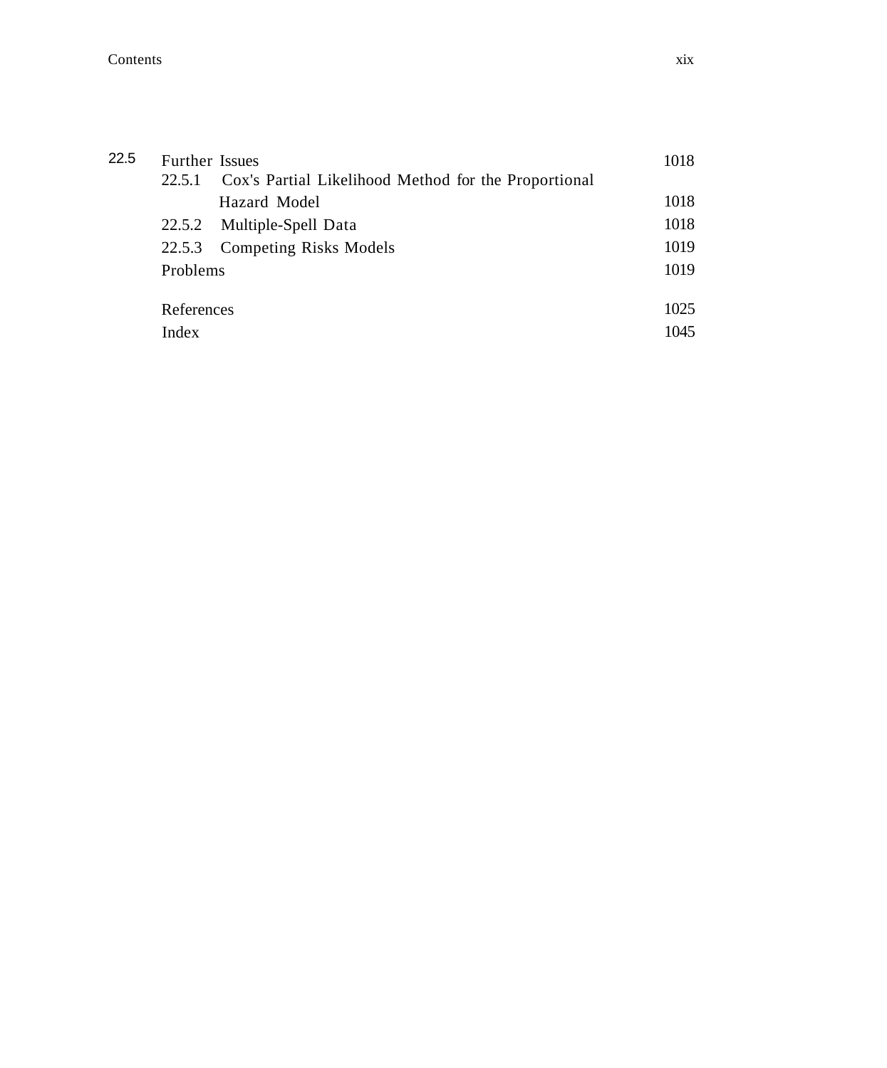| | | |
|---|---|---|
| 22.5 | Further Issues | 1018 |
| | 22.5.1 Cox's Partial Likelihood Method for the Proportional Hazard Model | 1018 |
| | 22.5.2 Multiple-Spell Data | 1018 |
| | 22.5.3 Competing Risks Models | 1019 |
| | Problems | 1019 |
| | References | 1025 |
| | Index | 1045 |